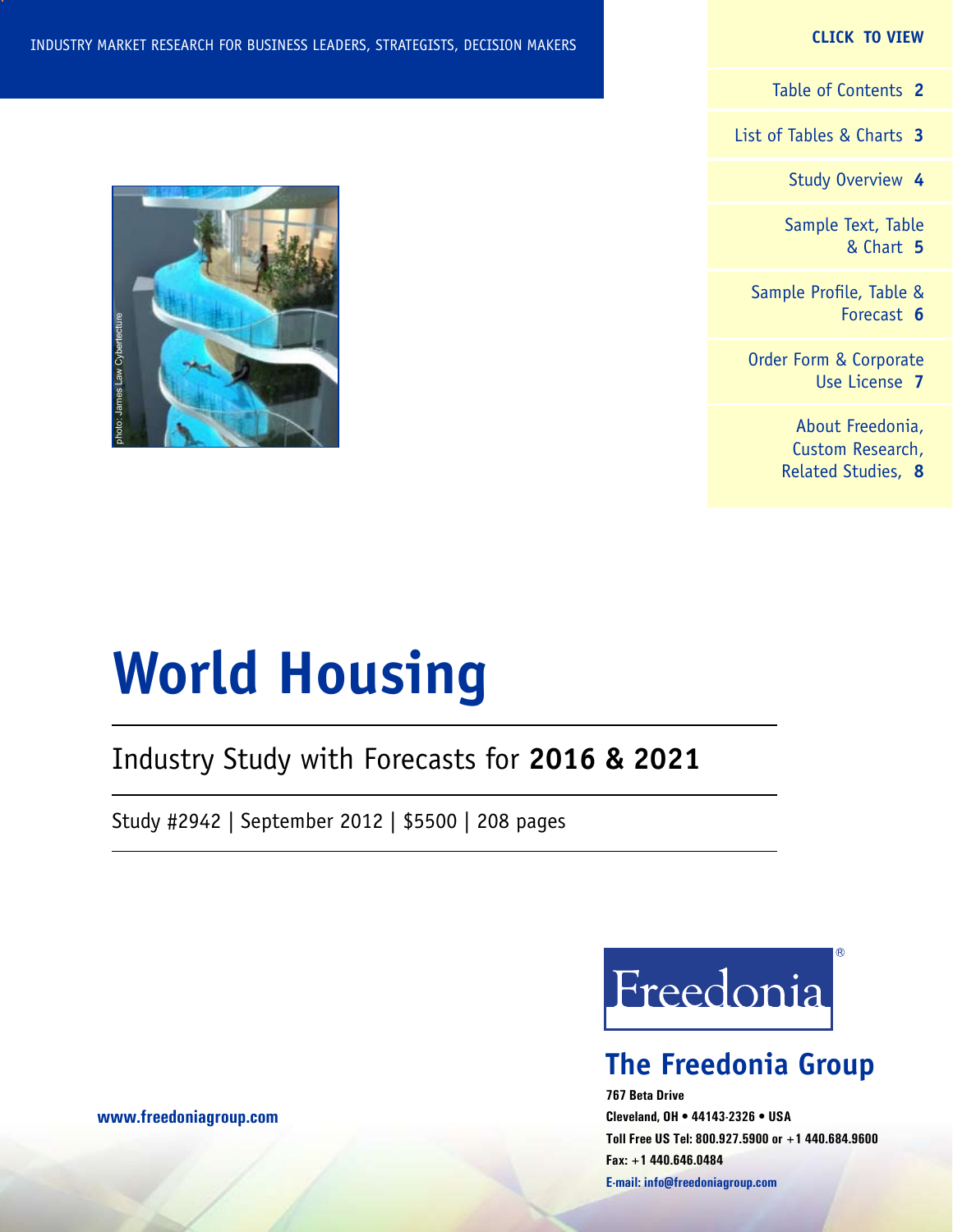INDUSTRY MARKET RESEARCH FOR BUSINESS LEADERS, STRATEGISTS, DECISION MAKERS

**CLICK TO VIEW**

- Table of Contents **2**
- List of Tables & Charts **3**
- Study Overview **4**
- Sample Text, Table & Chart **5**
- Sample Profile, Table & Forecast **6**
- Order Form & Corporate Use License **7**
- About Freedonia, Custom Research, Related Studies, **8**

photo: James Law Cybertecture

# World Housing

## Industry Study with Forecasts for **2016 & 2021**

Study #2942 | September 2012 | $5500 | 208 pages

Freedonia®

**The Freedonia Group**

**767 Beta Drive**
**Cleveland, OH • 44143-2326 • USA**
**Toll Free US Tel: 800.927.5900 or +1 440.684.9600**
**Fax: +1 440.646.0484**
**E-mail: info@freedoniagroup.com**

**www.freedoniagroup.com**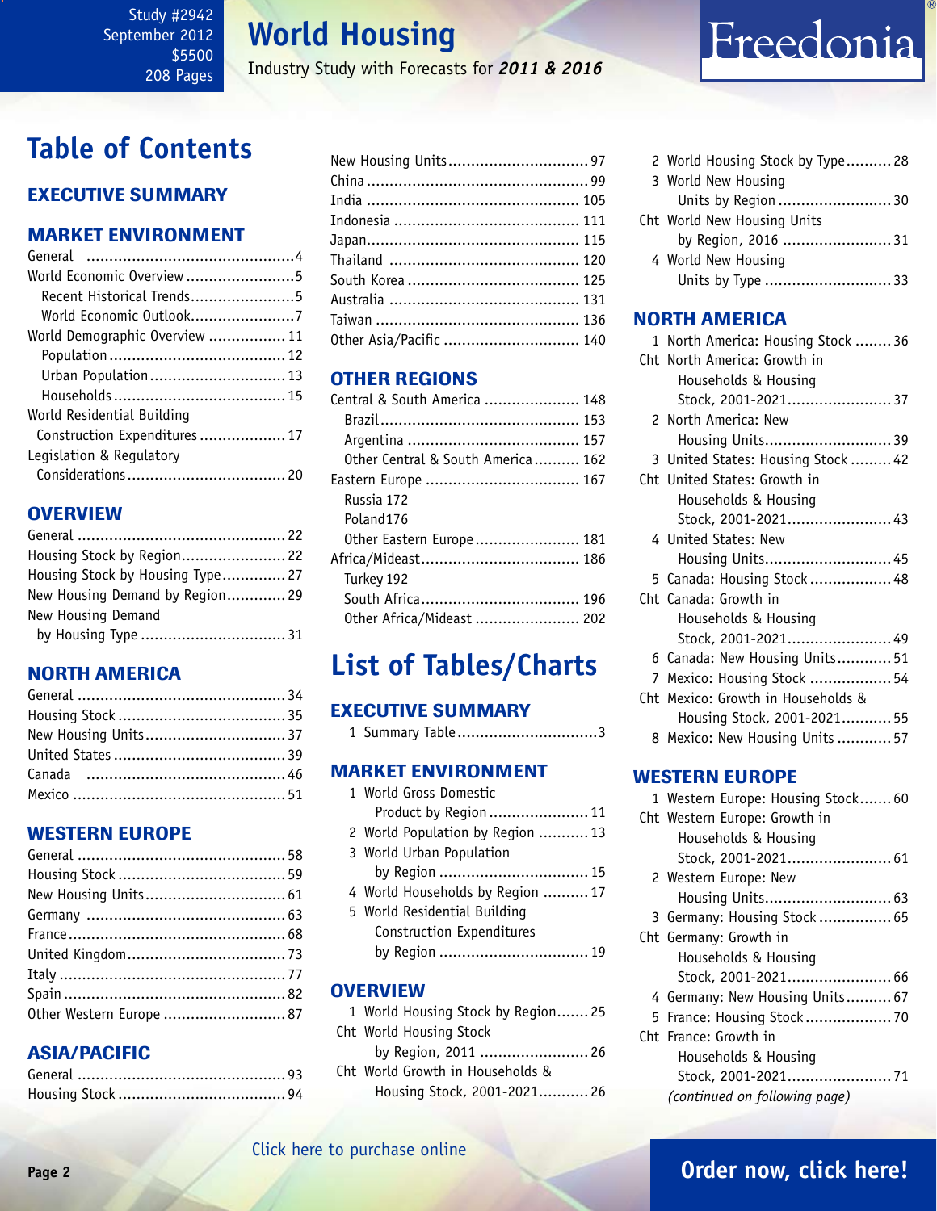Study #2942
September 2012
$5500
208 Pages

# World Housing

Industry Study with Forecasts for ***2011 & 2016***

# Table of Contents

## EXECUTIVE SUMMARY

## MARKET ENVIRONMENT

General ... 4
World Economic Overview ... 5
- Recent Historical Trends ... 5
- World Economic Outlook ... 7

World Demographic Overview ... 11
- Population ... 12
- Urban Population ... 13
- Households ... 15

World Residential Building Construction Expenditures ... 17
Legislation & Regulatory Considerations ... 20

## OVERVIEW

General ... 22
Housing Stock by Region ... 22
Housing Stock by Housing Type ... 27
New Housing Demand by Region ... 29
New Housing Demand by Housing Type ... 31

## NORTH AMERICA

General ... 34
Housing Stock ... 35
New Housing Units ... 37
United States ... 39
Canada ... 46
Mexico ... 51

## WESTERN EUROPE

General ... 58
Housing Stock ... 59
New Housing Units ... 61
Germany ... 63
France ... 68
United Kingdom ... 73
Italy ... 77
Spain ... 82
Other Western Europe ... 87

## ASIA/PACIFIC

General ... 93
Housing Stock ... 94
New Housing Units ... 97
China ... 99
India ... 105
Indonesia ... 111
Japan ... 115
Thailand ... 120
South Korea ... 125
Australia ... 131
Taiwan ... 136
Other Asia/Pacific ... 140

## OTHER REGIONS

Central & South America ... 148
- Brazil ... 153
- Argentina ... 157
- Other Central & South America ... 162

Eastern Europe ... 167
- Russia 172
- Poland 176
- Other Eastern Europe ... 181

Africa/Mideast ... 186
- Turkey 192
- South Africa ... 196
- Other Africa/Mideast ... 202

# List of Tables/Charts

## EXECUTIVE SUMMARY

1 Summary Table ... 3

## MARKET ENVIRONMENT

1 World Gross Domestic Product by Region ... 11
2 World Population by Region ... 13
3 World Urban Population by Region ... 15
4 World Households by Region ... 17
5 World Residential Building Construction Expenditures by Region ... 19

## OVERVIEW

1 World Housing Stock by Region ... 25
Cht World Housing Stock by Region, 2011 ... 26
Cht World Growth in Households & Housing Stock, 2001-2021 ... 26
2 World Housing Stock by Type ... 28
3 World New Housing Units by Region ... 30
Cht World New Housing Units by Region, 2016 ... 31
4 World New Housing Units by Type ... 33

## NORTH AMERICA

1 North America: Housing Stock ... 36
Cht North America: Growth in Households & Housing Stock, 2001-2021 ... 37
2 North America: New Housing Units ... 39
3 United States: Housing Stock ... 42
Cht United States: Growth in Households & Housing Stock, 2001-2021 ... 43
4 United States: New Housing Units ... 45
5 Canada: Housing Stock ... 48
Cht Canada: Growth in Households & Housing Stock, 2001-2021 ... 49
6 Canada: New Housing Units ... 51
7 Mexico: Housing Stock ... 54
Cht Mexico: Growth in Households & Housing Stock, 2001-2021 ... 55
8 Mexico: New Housing Units ... 57

## WESTERN EUROPE

1 Western Europe: Housing Stock ... 60
Cht Western Europe: Growth in Households & Housing Stock, 2001-2021 ... 61
2 Western Europe: New Housing Units ... 63
3 Germany: Housing Stock ... 65
Cht Germany: Growth in Households & Housing Stock, 2001-2021 ... 66
4 Germany: New Housing Units ... 67
5 France: Housing Stock ... 70
Cht France: Growth in Households & Housing Stock, 2001-2021 ... 71

*(continued on following page)*

Click here to purchase online

**Order now, click here!**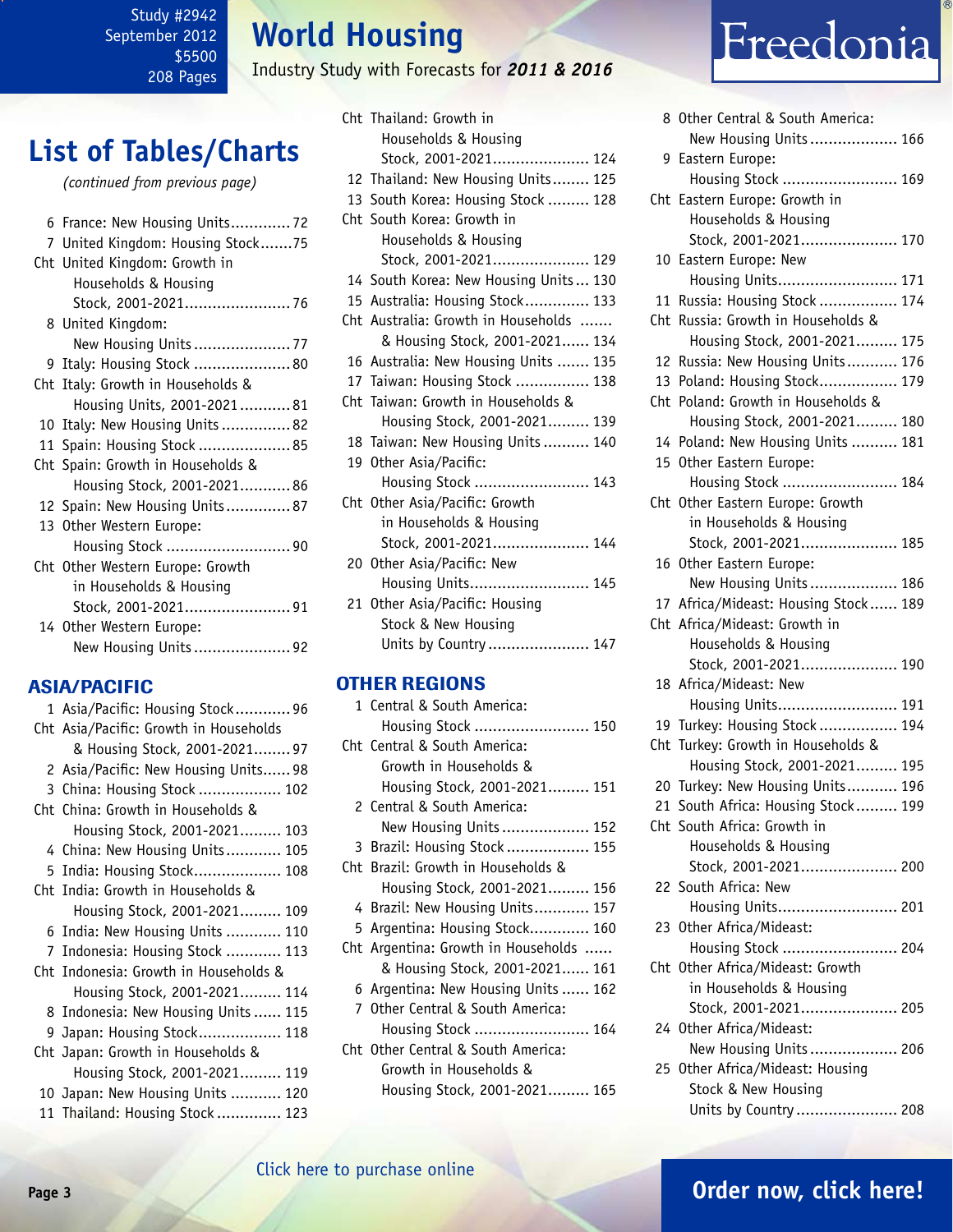## List of Tables/Charts

*(continued from previous page)*

6 France: New Housing Units............. 72
7 United Kingdom: Housing Stock....... 75
Cht United Kingdom: Growth in Households & Housing Stock, 2001-2021....................... 76
8 United Kingdom: New Housing Units..................... 77
9 Italy: Housing Stock..................... 80
Cht Italy: Growth in Households & Housing Units, 2001-2021........... 81
10 Italy: New Housing Units............... 82
11 Spain: Housing Stock.................... 85
Cht Spain: Growth in Households & Housing Stock, 2001-2021........... 86
12 Spain: New Housing Units.............. 87
13 Other Western Europe: Housing Stock........................... 90
Cht Other Western Europe: Growth in Households & Housing Stock, 2001-2021....................... 91
14 Other Western Europe: New Housing Units..................... 92

### ASIA/PACIFIC

1 Asia/Pacific: Housing Stock............ 96
Cht Asia/Pacific: Growth in Households & Housing Stock, 2001-2021........ 97
2 Asia/Pacific: New Housing Units...... 98
3 China: Housing Stock.................. 102
Cht China: Growth in Households & Housing Stock, 2001-2021......... 103
4 China: New Housing Units............ 105
5 India: Housing Stock................... 108
Cht India: Growth in Households & Housing Stock, 2001-2021......... 109
6 India: New Housing Units............ 110
7 Indonesia: Housing Stock............ 113
Cht Indonesia: Growth in Households & Housing Stock, 2001-2021......... 114
8 Indonesia: New Housing Units...... 115
9 Japan: Housing Stock.................. 118
Cht Japan: Growth in Households & Housing Stock, 2001-2021......... 119
10 Japan: New Housing Units........... 120
11 Thailand: Housing Stock.............. 123
Cht Thailand: Growth in Households & Housing Stock, 2001-2021..................... 124
12 Thailand: New Housing Units........ 125
13 South Korea: Housing Stock......... 128
Cht South Korea: Growth in Households & Housing Stock, 2001-2021..................... 129
14 South Korea: New Housing Units... 130
15 Australia: Housing Stock.............. 133
Cht Australia: Growth in Households ....... & Housing Stock, 2001-2021...... 134
16 Australia: New Housing Units....... 135
17 Taiwan: Housing Stock................ 138
Cht Taiwan: Growth in Households & Housing Stock, 2001-2021......... 139
18 Taiwan: New Housing Units.......... 140
19 Other Asia/Pacific: Housing Stock......................... 143
Cht Other Asia/Pacific: Growth in Households & Housing Stock, 2001-2021..................... 144
20 Other Asia/Pacific: New Housing Units.......................... 145
21 Other Asia/Pacific: Housing Stock & New Housing Units by Country...................... 147

### OTHER REGIONS

1 Central & South America: Housing Stock......................... 150
Cht Central & South America: Growth in Households & Housing Stock, 2001-2021......... 151
2 Central & South America: New Housing Units................... 152
3 Brazil: Housing Stock.................. 155
Cht Brazil: Growth in Households & Housing Stock, 2001-2021......... 156
4 Brazil: New Housing Units............ 157
5 Argentina: Housing Stock............. 160
Cht Argentina: Growth in Households ...... & Housing Stock, 2001-2021...... 161
6 Argentina: New Housing Units...... 162
7 Other Central & South America: Housing Stock......................... 164
Cht Other Central & South America: Growth in Households & Housing Stock, 2001-2021......... 165
8 Other Central & South America: New Housing Units................... 166
9 Eastern Europe: Housing Stock......................... 169
Cht Eastern Europe: Growth in Households & Housing Stock, 2001-2021..................... 170
10 Eastern Europe: New Housing Units.......................... 171
11 Russia: Housing Stock................. 174
Cht Russia: Growth in Households & Housing Stock, 2001-2021......... 175
12 Russia: New Housing Units........... 176
13 Poland: Housing Stock................. 179
Cht Poland: Growth in Households & Housing Stock, 2001-2021......... 180
14 Poland: New Housing Units.......... 181
15 Other Eastern Europe: Housing Stock......................... 184
Cht Other Eastern Europe: Growth in Households & Housing Stock, 2001-2021..................... 185
16 Other Eastern Europe: New Housing Units................... 186
17 Africa/Mideast: Housing Stock...... 189
Cht Africa/Mideast: Growth in Households & Housing Stock, 2001-2021..................... 190
18 Africa/Mideast: New Housing Units.......................... 191
19 Turkey: Housing Stock................. 194
Cht Turkey: Growth in Households & Housing Stock, 2001-2021......... 195
20 Turkey: New Housing Units........... 196
21 South Africa: Housing Stock......... 199
Cht South Africa: Growth in Households & Housing Stock, 2001-2021..................... 200
22 South Africa: New Housing Units.......................... 201
23 Other Africa/Mideast: Housing Stock......................... 204
Cht Other Africa/Mideast: Growth in Households & Housing Stock, 2001-2021..................... 205
24 Other Africa/Mideast: New Housing Units................... 206
25 Other Africa/Mideast: Housing Stock & New Housing Units by Country...................... 208

Click here to purchase online

**Order now, click here!**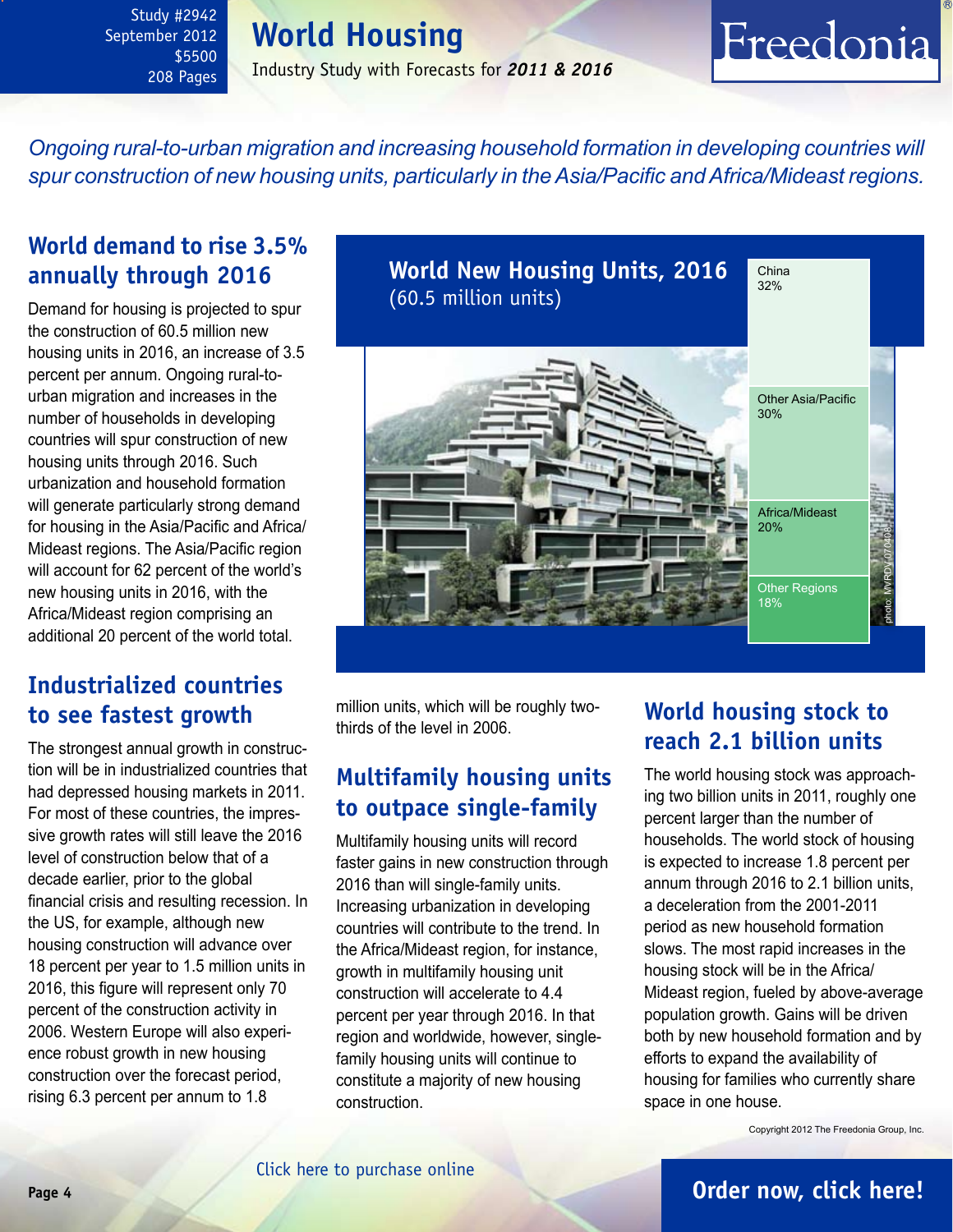*Ongoing rural-to-urban migration and increasing household formation in developing countries will spur construction of new housing units, particularly in the Asia/Pacific and Africa/Mideast regions.*

## World demand to rise 3.5% annually through 2016

Demand for housing is projected to spur the construction of 60.5 million new housing units in 2016, an increase of 3.5 percent per annum. Ongoing rural-to-urban migration and increases in the number of households in developing countries will spur construction of new housing units through 2016. Such urbanization and household formation will generate particularly strong demand for housing in the Asia/Pacific and Africa/Mideast regions. The Asia/Pacific region will account for 62 percent of the world's new housing units in 2016, with the Africa/Mideast region comprising an additional 20 percent of the world total.

**World New Housing Units, 2016**
(60.5 million units)

| Region | Share |
|---|---|
| China | 32% |
| Other Asia/Pacific | 30% |
| Africa/Mideast | 20% |
| Other Regions | 18% |

## Industrialized countries to see fastest growth

The strongest annual growth in construction will be in industrialized countries that had depressed housing markets in 2011. For most of these countries, the impressive growth rates will still leave the 2016 level of construction below that of a decade earlier, prior to the global financial crisis and resulting recession. In the US, for example, although new housing construction will advance over 18 percent per year to 1.5 million units in 2016, this figure will represent only 70 percent of the construction activity in 2006. Western Europe will also experience robust growth in new housing construction over the forecast period, rising 6.3 percent per annum to 1.8 million units, which will be roughly two-thirds of the level in 2006.

## Multifamily housing units to outpace single-family

Multifamily housing units will record faster gains in new construction through 2016 than will single-family units. Increasing urbanization in developing countries will contribute to the trend. In the Africa/Mideast region, for instance, growth in multifamily housing unit construction will accelerate to 4.4 percent per year through 2016. In that region and worldwide, however, single-family housing units will continue to constitute a majority of new housing construction.

## World housing stock to reach 2.1 billion units

The world housing stock was approaching two billion units in 2011, roughly one percent larger than the number of households. The world stock of housing is expected to increase 1.8 percent per annum through 2016 to 2.1 billion units, a deceleration from the 2001-2011 period as new household formation slows. The most rapid increases in the housing stock will be in the Africa/Mideast region, fueled by above-average population growth. Gains will be driven both by new household formation and by efforts to expand the availability of housing for families who currently share space in one house.

Copyright 2012 The Freedonia Group, Inc.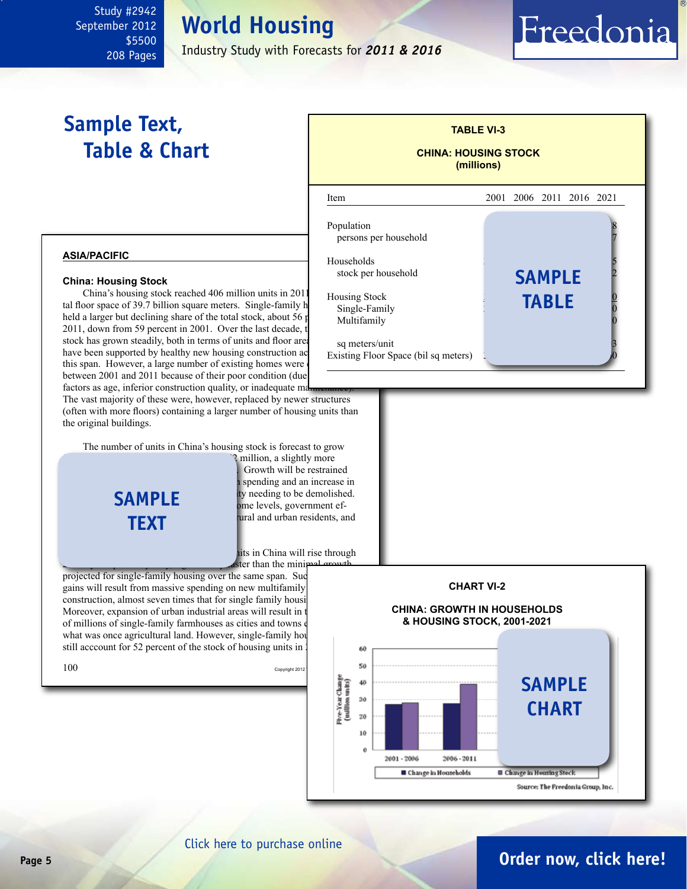Study #2942
September 2012
$5500
208 Pages

# World Housing

Industry Study with Forecasts for ***2011 & 2016***

## Sample Text, Table & Chart

**TABLE VI-3**

**CHINA: HOUSING STOCK**
**(millions)**

| Item | 2001 | 2006 | 2011 | 2016 | 2021 |
|---|---|---|---|---|---|
| Population | | | | | |
| persons per household | | | | | |
| Households | | | | | |
| stock per household | | | | | |
| Housing Stock | | | | | |
| Single-Family | | | | | |
| Multifamily | | | | | |
| sq meters/unit | | | | | |
| Existing Floor Space (bil sq meters) | | | | | |

SAMPLE TABLE

### ASIA/PACIFIC

**China: Housing Stock**

China's housing stock reached 406 million units in 2011 tal floor space of 39.7 billion square meters. Single-family h held a larger but declining share of the total stock, about 56 p 2011, down from 59 percent in 2001. Over the last decade, t stock has grown steadily, both in terms of units and floor area have been supported by healthy new housing construction ac this span. However, a large number of existing homes were between 2001 and 2011 because of their poor condition (due factors as age, inferior construction quality, or inadequate maintenance). The vast majority of these were, however, replaced by newer structures (often with more floors) containing a larger number of housing units than the original buildings.

The number of units in China's housing stock is forecast to grow 2 million, a slightly more Growth will be restrained spending and an increase in ty needing to be demolished. ome levels, government ef- ural and urban residents, and

SAMPLE TEXT

its in China will rise through ster than the minimal growth projected for single-family housing over the same span. Suc gains will result from massive spending on new multifamily construction, almost seven times that for single family housi Moreover, expansion of urban industrial areas will result in t of millions of single-family farmhouses as cities and towns what was once agricultural land. However, single-family hou still acccount for 52 percent of the stock of housing units in

**CHART VI-2**

**CHINA: GROWTH IN HOUSEHOLDS & HOUSING STOCK, 2001-2021**

Five-Year Change (million units): 0, 10, 20, 30, 40, 50, 60

2001 - 2006 | 2006 - 2011

■ Change in Households ■ Change in Housing Stock

Source: The Freedonia Group, Inc.

SAMPLE CHART

Click here to purchase online

Order now, click here!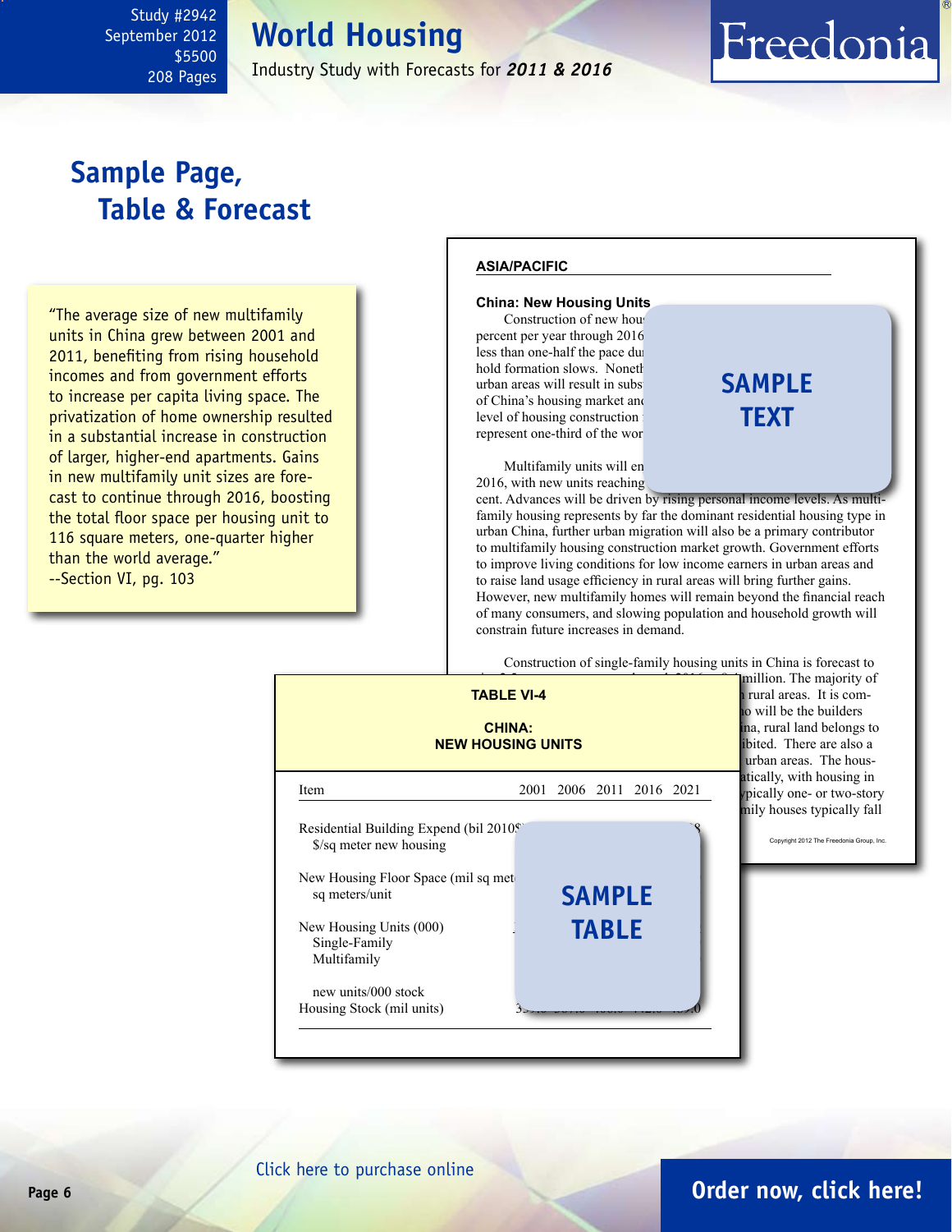# Sample Page, Table & Forecast

"The average size of new multifamily units in China grew between 2001 and 2011, benefiting from rising household incomes and from government efforts to increase per capita living space. The privatization of home ownership resulted in a substantial increase in construction of larger, higher-end apartments. Gains in new multifamily unit sizes are forecast to continue through 2016, boosting the total floor space per housing unit to 116 square meters, one-quarter higher than the world average."
--Section VI, pg. 103

**ASIA/PACIFIC**

**China: New Housing Units**

Construction of new hou percent per year through 2016 less than one-half the pace du hold formation slows. Noneth urban areas will result in subs of China's housing market an level of housing construction represent one-third of the wor

**SAMPLE TEXT**

Multifamily units will en 2016, with new units reaching cent. Advances will be driven by rising personal income levels. As multifamily housing represents by far the dominant residential housing type in urban China, further urban migration will also be a primary contributor to multifamily housing construction market growth. Government efforts to improve living conditions for low income earners in urban areas and to raise land usage efficiency in rural areas will bring further gains. However, new multifamily homes will remain beyond the financial reach of many consumers, and slowing population and household growth will constrain future increases in demand.

Construction of single-family housing units in China is forecast to million. The majority of rural areas. It is com- o will be the builders na, rural land belongs to ibited. There are also a urban areas. The hous- atically, with housing in pically one- or two-story mily houses typically fall

Copyright 2012 The Freedonia Group, Inc.

**TABLE VI-4**

**CHINA: NEW HOUSING UNITS**

| Item | 2001 | 2006 | 2011 | 2016 | 2021 |
|---|---|---|---|---|---|
| Residential Building Expend (bil 2010$) | | | | | |
| $/sq meter new housing | | | | | |
| New Housing Floor Space (mil sq meters) | | | | | |
| sq meters/unit | | | | | |
| New Housing Units (000) | | | | | |
| Single-Family | | | | | |
| Multifamily | | | | | |
| new units/000 stock | | | | | |
| Housing Stock (mil units) | | | | | |

**SAMPLE TABLE**

Click here to purchase online

**Order now, click here!**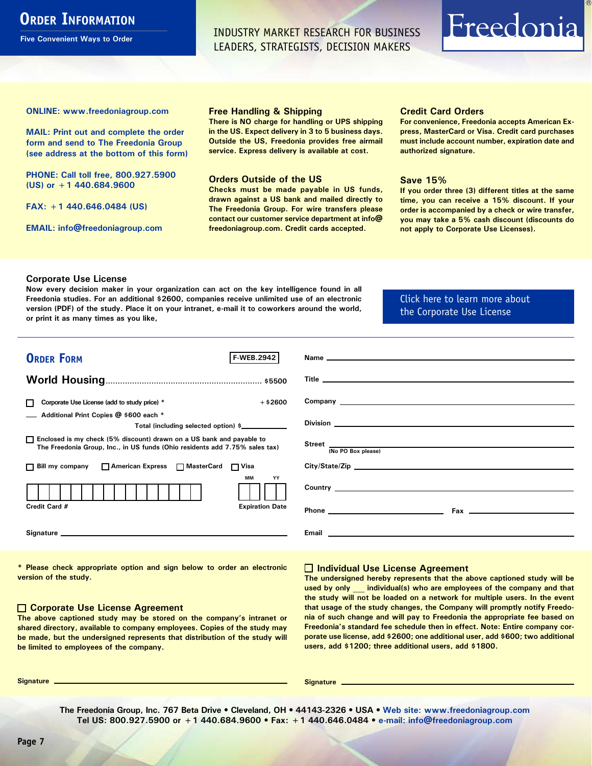# Order Information

**Five Convenient Ways to Order**

INDUSTRY MARKET RESEARCH FOR BUSINESS LEADERS, STRATEGISTS, DECISION MAKERS

Freedonia®

**ONLINE: www.freedoniagroup.com**

**MAIL: Print out and complete the order form and send to The Freedonia Group (see address at the bottom of this form)**

**PHONE: Call toll free, 800.927.5900 (US) or +1 440.684.9600**

**FAX: +1 440.646.0484 (US)**

**EMAIL: info@freedoniagroup.com**

### Free Handling & Shipping

There is NO charge for handling or UPS shipping in the US. Expect delivery in 3 to 5 business days. Outside the US, Freedonia provides free airmail service. Express delivery is available at cost.

### Orders Outside of the US

Checks must be made payable in US funds, drawn against a US bank and mailed directly to The Freedonia Group. For wire transfers please contact our customer service department at info@freedoniagroup.com. Credit cards accepted.

### Credit Card Orders

For convenience, Freedonia accepts American Express, MasterCard or Visa. Credit card purchases must include account number, expiration date and authorized signature.

### Save 15%

If you order three (3) different titles at the same time, you can receive a 15% discount. If your order is accompanied by a check or wire transfer, you may take a 5% cash discount (discounts do not apply to Corporate Use Licenses).

### Corporate Use License

Now every decision maker in your organization can act on the key intelligence found in all Freedonia studies. For an additional $2600, companies receive unlimited use of an electronic version (PDF) of the study. Place it on your intranet, e-mail it to coworkers around the world, or print it as many times as you like,

Click here to learn more about the Corporate Use License

## Order Form

F-WEB.2942

**World Housing**................................................................ $5500

☐ Corporate Use License (add to study price) * +$2600

___ Additional Print Copies @ $600 each *

Total (including selected option) $________

☐ Enclosed is my check (5% discount) drawn on a US bank and payable to The Freedonia Group, Inc., in US funds (Ohio residents add 7.75% sales tax)

☐ Bill my company ☐ American Express ☐ MasterCard ☐ Visa

Credit Card # ________________ Expiration Date MM YY

Signature ________________

Name ________________

Title ________________

Company ________________

Division ________________

Street ________________ (No PO Box please)

City/State/Zip ________________

Country ________________

Phone ________________ Fax ________________

Email ________________

\* Please check appropriate option and sign below to order an electronic version of the study.

### ☐ Corporate Use License Agreement

The above captioned study may be stored on the company's intranet or shared directory, available to company employees. Copies of the study may be made, but the undersigned represents that distribution of the study will be limited to employees of the company.

Signature ________________

### ☐ Individual Use License Agreement

The undersigned hereby represents that the above captioned study will be used by only ___ individual(s) who are employees of the company and that the study will not be loaded on a network for multiple users. In the event that usage of the study changes, the Company will promptly notify Freedonia of such change and will pay to Freedonia the appropriate fee based on Freedonia's standard fee schedule then in effect. Note: Entire company corporate use license, add $2600; one additional user, add $600; two additional users, add $1200; three additional users, add $1800.

Signature ________________

The Freedonia Group, Inc. 767 Beta Drive • Cleveland, OH • 44143-2326 • USA • Web site: www.freedoniagroup.com
Tel US: 800.927.5900 or +1 440.684.9600 • Fax: +1 440.646.0484 • e-mail: info@freedoniagroup.com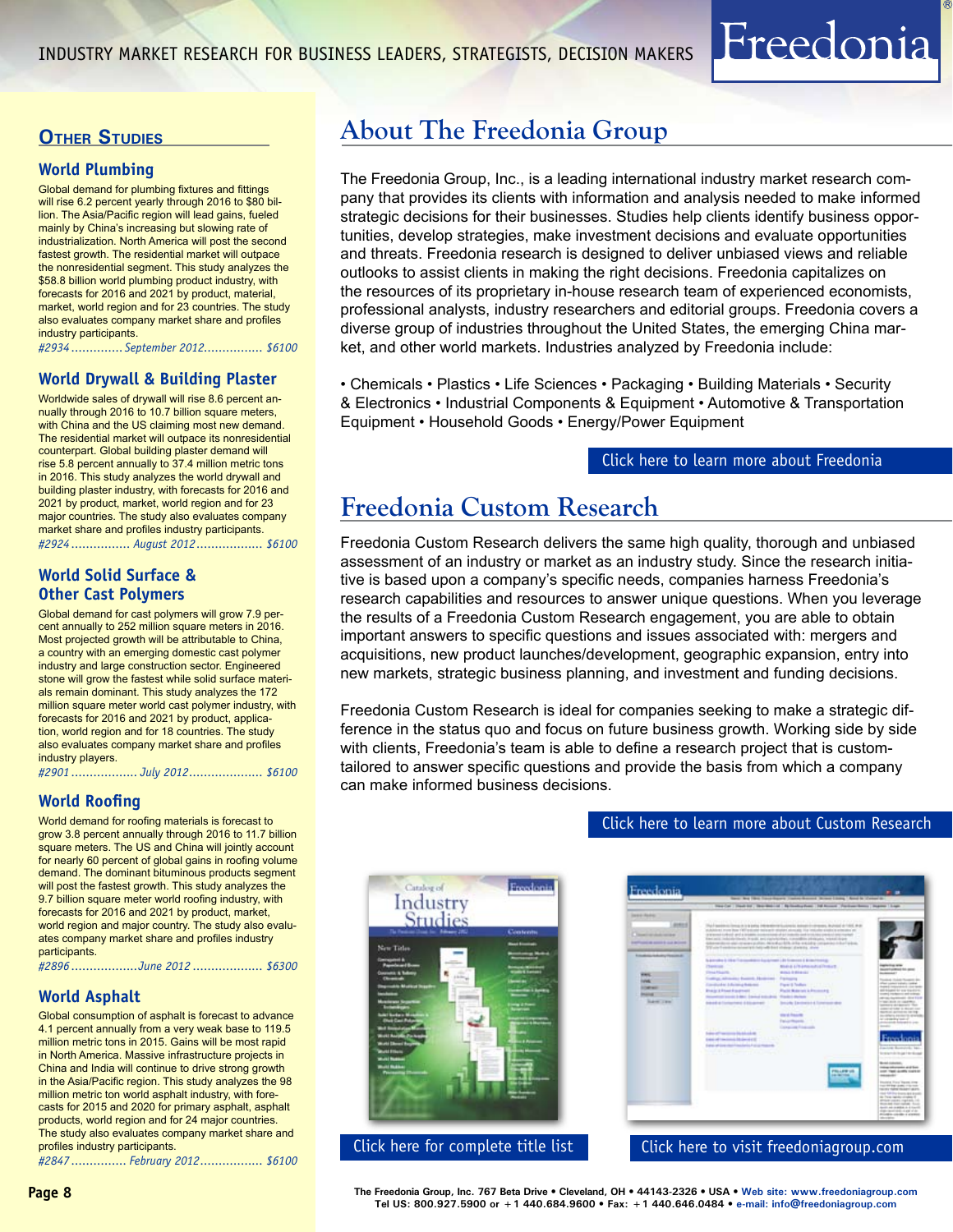## Other Studies

### World Plumbing

Global demand for plumbing fixtures and fittings will rise 6.2 percent yearly through 2016 to $80 billion. The Asia/Pacific region will lead gains, fueled mainly by China's increasing but slowing rate of industrialization. North America will post the second fastest growth. The residential market will outpace the nonresidential segment. This study analyzes the $58.8 billion world plumbing product industry, with forecasts for 2016 and 2021 by product, material, market, world region and for 23 countries. The study also evaluates company market share and profiles industry participants.

*#2934 .............. September 2012................ $6100*

### World Drywall & Building Plaster

Worldwide sales of drywall will rise 8.6 percent annually through 2016 to 10.7 billion square meters, with China and the US claiming most new demand. The residential market will outpace its nonresidential counterpart. Global building plaster demand will rise 5.8 percent annually to 37.4 million metric tons in 2016. This study analyzes the world drywall and building plaster industry, with forecasts for 2016 and 2021 by product, market, world region and for 23 major countries. The study also evaluates company market share and profiles industry participants.

*#2924 ................ August 2012.................. $6100*

### World Solid Surface & Other Cast Polymers

Global demand for cast polymers will grow 7.9 percent annually to 252 million square meters in 2016. Most projected growth will be attributable to China, a country with an emerging domestic cast polymer industry and large construction sector. Engineered stone will grow the fastest while solid surface materials remain dominant. This study analyzes the 172 million square meter world cast polymer industry, with forecasts for 2016 and 2021 by product, application, world region and for 18 countries. The study also evaluates company market share and profiles industry players.

*#2901 .................. July 2012.................... $6100*

### World Roofing

World demand for roofing materials is forecast to grow 3.8 percent annually through 2016 to 11.7 billion square meters. The US and China will jointly account for nearly 60 percent of global gains in roofing volume demand. The dominant bituminous products segment will post the fastest growth. This study analyzes the 9.7 billion square meter world roofing industry, with forecasts for 2016 and 2021 by product, market, world region and major country. The study also evaluates company market share and profiles industry participants.

*#2896 ..................June 2012 ................... $6300*

### World Asphalt

Global consumption of asphalt is forecast to advance 4.1 percent annually from a very weak base to 119.5 million metric tons in 2015. Gains will be most rapid in North America. Massive infrastructure projects in China and India will continue to drive strong growth in the Asia/Pacific region. This study analyzes the 98 million metric ton world asphalt industry, with forecasts for 2015 and 2020 for primary asphalt, asphalt products, world region and for 24 major countries. The study also evaluates company market share and profiles industry participants.

*#2847 ............... February 2012................. $6100*

## About The Freedonia Group

The Freedonia Group, Inc., is a leading international industry market research company that provides its clients with information and analysis needed to make informed strategic decisions for their businesses. Studies help clients identify business opportunities, develop strategies, make investment decisions and evaluate opportunities and threats. Freedonia research is designed to deliver unbiased views and reliable outlooks to assist clients in making the right decisions. Freedonia capitalizes on the resources of its proprietary in-house research team of experienced economists, professional analysts, industry researchers and editorial groups. Freedonia covers a diverse group of industries throughout the United States, the emerging China market, and other world markets. Industries analyzed by Freedonia include:

• Chemicals • Plastics • Life Sciences • Packaging • Building Materials • Security & Electronics • Industrial Components & Equipment • Automotive & Transportation Equipment • Household Goods • Energy/Power Equipment

Click here to learn more about Freedonia

## Freedonia Custom Research

Freedonia Custom Research delivers the same high quality, thorough and unbiased assessment of an industry or market as an industry study. Since the research initiative is based upon a company's specific needs, companies harness Freedonia's research capabilities and resources to answer unique questions. When you leverage the results of a Freedonia Custom Research engagement, you are able to obtain important answers to specific questions and issues associated with: mergers and acquisitions, new product launches/development, geographic expansion, entry into new markets, strategic business planning, and investment and funding decisions.

Freedonia Custom Research is ideal for companies seeking to make a strategic difference in the status quo and focus on future business growth. Working side by side with clients, Freedonia's team is able to define a research project that is custom-tailored to answer specific questions and provide the basis from which a company can make informed business decisions.

Click here to learn more about Custom Research

Click here for complete title list

Click here to visit freedoniagroup.com

**The Freedonia Group, Inc. 767 Beta Drive • Cleveland, OH • 44143-2326 • USA • Web site: www.freedoniagroup.com**
**Tel US: 800.927.5900 or +1 440.684.9600 • Fax: +1 440.646.0484 • e-mail: info@freedoniagroup.com**